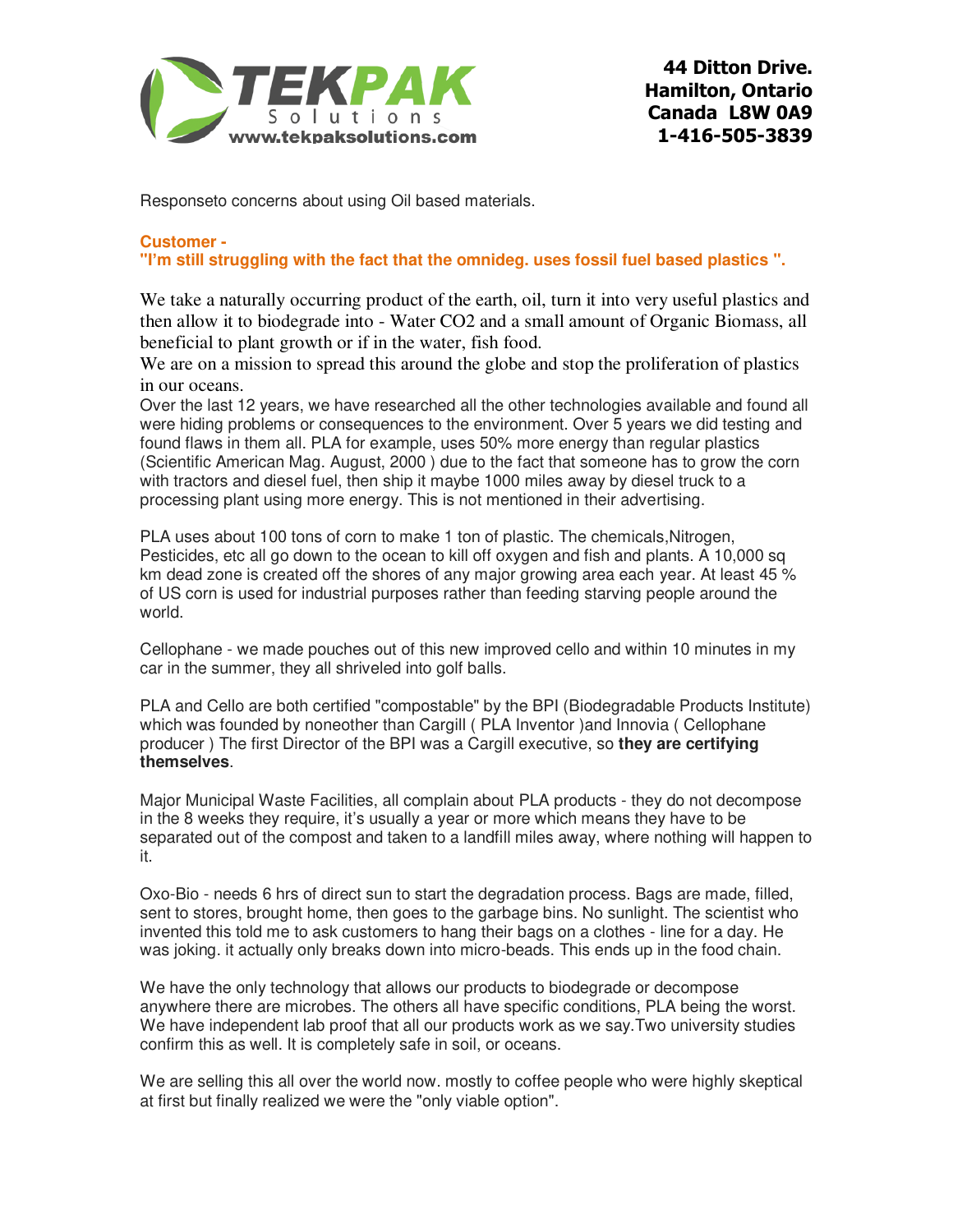**TEKPAK Solutions**
www.tekpaksolutions.com

**44 Ditton Drive.**
**Hamilton, Ontario**
**Canada L8W 0A9**
**1-416-505-3839**

Responseto concerns about using Oil based materials.

**Customer -**
**"I'm still struggling with the fact that the omnideg. uses fossil fuel based plastics ".**

We take a naturally occurring product of the earth, oil, turn it into very useful plastics and then allow it to biodegrade into - Water CO2 and a small amount of Organic Biomass, all beneficial to plant growth or if in the water, fish food.
We are on a mission to spread this around the globe and stop the proliferation of plastics in our oceans.
Over the last 12 years, we have researched all the other technologies available and found all were hiding problems or consequences to the environment. Over 5 years we did testing and found flaws in them all. PLA for example, uses 50% more energy than regular plastics (Scientific American Mag. August, 2000 ) due to the fact that someone has to grow the corn with tractors and diesel fuel, then ship it maybe 1000 miles away by diesel truck to a processing plant using more energy. This is not mentioned in their advertising.

PLA uses about 100 tons of corn to make 1 ton of plastic. The chemicals,Nitrogen, Pesticides, etc all go down to the ocean to kill off oxygen and fish and plants. A 10,000 sq km dead zone is created off the shores of any major growing area each year. At least 45 % of US corn is used for industrial purposes rather than feeding starving people around the world.

Cellophane - we made pouches out of this new improved cello and within 10 minutes in my car in the summer, they all shriveled into golf balls.

PLA and Cello are both certified "compostable" by the BPI (Biodegradable Products Institute) which was founded by noneother than Cargill ( PLA Inventor )and Innovia ( Cellophane producer ) The first Director of the BPI was a Cargill executive, so **they are certifying themselves**.

Major Municipal Waste Facilities, all complain about PLA products - they do not decompose in the 8 weeks they require, it's usually a year or more which means they have to be separated out of the compost and taken to a landfill miles away, where nothing will happen to it.

Oxo-Bio - needs 6 hrs of direct sun to start the degradation process. Bags are made, filled, sent to stores, brought home, then goes to the garbage bins. No sunlight. The scientist who invented this told me to ask customers to hang their bags on a clothes - line for a day. He was joking. it actually only breaks down into micro-beads. This ends up in the food chain.

We have the only technology that allows our products to biodegrade or decompose anywhere there are microbes. The others all have specific conditions, PLA being the worst. We have independent lab proof that all our products work as we say.Two university studies confirm this as well. It is completely safe in soil, or oceans.

We are selling this all over the world now. mostly to coffee people who were highly skeptical at first but finally realized we were the "only viable option".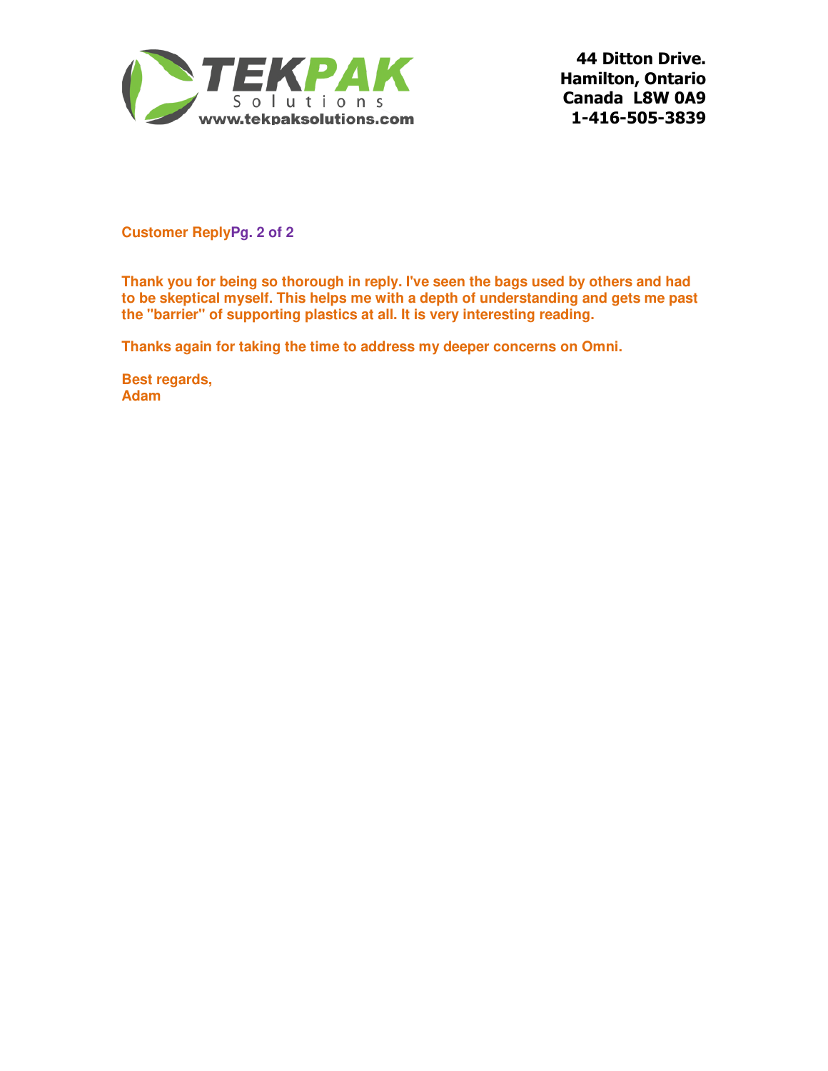44 Ditton Drive.
Hamilton, Ontario
Canada L8W 0A9
1-416-505-3839

**Customer Reply**

**Thank you for being so thorough in reply. I've seen the bags used by others and had to be skeptical myself. This helps me with a depth of understanding and gets me past the "barrier" of supporting plastics at all. It is very interesting reading.**

**Thanks again for taking the time to address my deeper concerns on Omni.**

**Best regards,**
**Adam**